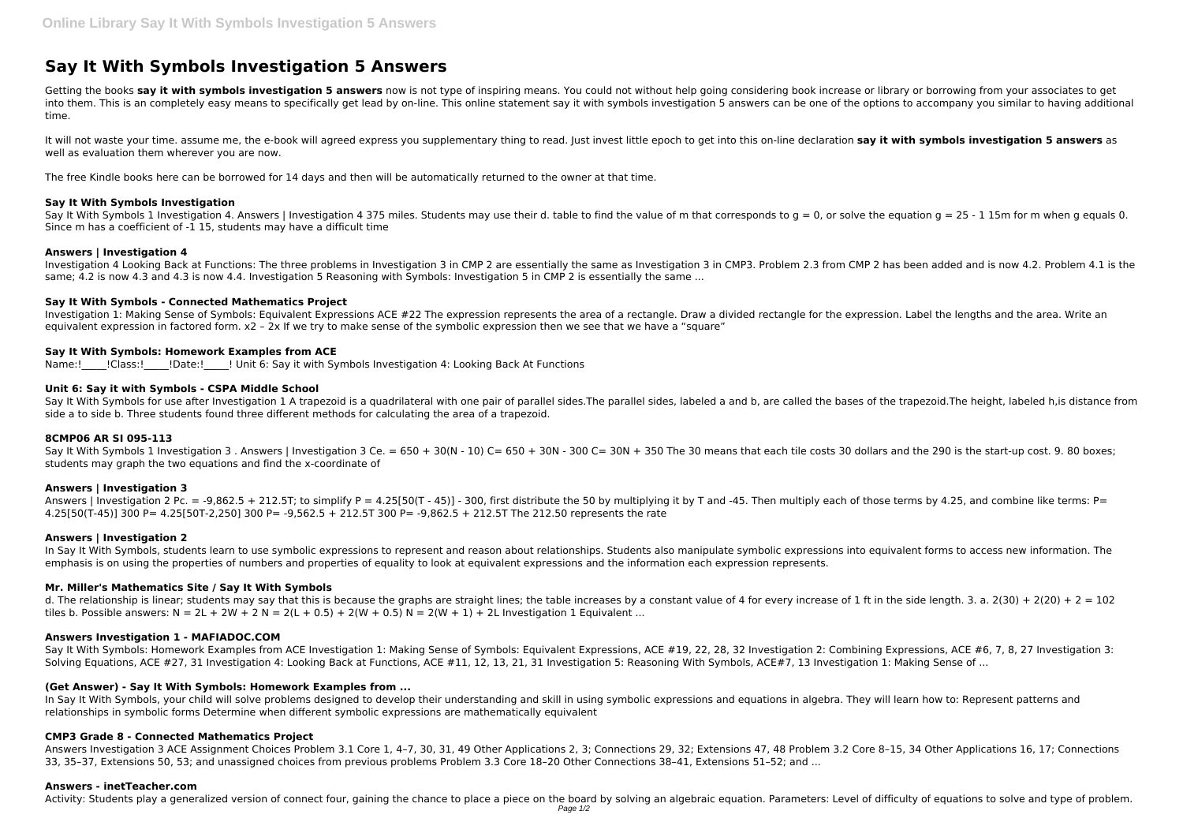# Say It With Symbols Investigation 5 Answers

Getting the books **say it with symbols investigation 5 answers** now is not type of inspiring means. You could not without help going considering book increase or library or borrowing from your associates to get into them. This is an completely easy means to specifically get lead by on-line. This online statement say it with symbols investigation 5 answers can be one of the options to accompany you similar to having additional time.

It will not waste your time. assume me, the e-book will agreed express you supplementary thing to read. Just invest little epoch to get into this on-line declaration **say it with symbols investigation 5 answers** as well as evaluation them wherever you are now.

The free Kindle books here can be borrowed for 14 days and then will be automatically returned to the owner at that time.

### Say It With Symbols Investigation

Say It With Symbols 1 Investigation 4. Answers | Investigation 4 375 miles. Students may use their d. table to find the value of m that corresponds to g = 0, or solve the equation g = 25 - 1 15m for m when g equals 0. Since m has a coefficient of -1 15, students may have a difficult time

### Answers | Investigation 4

Investigation 4 Looking Back at Functions: The three problems in Investigation 3 in CMP 2 are essentially the same as Investigation 3 in CMP3. Problem 2.3 from CMP 2 has been added and is now 4.2. Problem 4.1 is the same; 4.2 is now 4.3 and 4.3 is now 4.4. Investigation 5 Reasoning with Symbols: Investigation 5 in CMP 2 is essentially the same ...

### Say It With Symbols - Connected Mathematics Project

Investigation 1: Making Sense of Symbols: Equivalent Expressions ACE #22 The expression represents the area of a rectangle. Draw a divided rectangle for the expression. Label the lengths and the area. Write an equivalent expression in factored form. x2 – 2x If we try to make sense of the symbolic expression then we see that we have a “square”

### Say It With Symbols: Homework Examples from ACE

Name:!_____!Class:!_____!Date:!_____! Unit 6: Say it with Symbols Investigation 4: Looking Back At Functions

### Unit 6: Say it with Symbols - CSPA Middle School

Say It With Symbols for use after Investigation 1 A trapezoid is a quadrilateral with one pair of parallel sides.The parallel sides, labeled a and b, are called the bases of the trapezoid.The height, labeled h,is distance from side a to side b. Three students found three different methods for calculating the area of a trapezoid.

### 8CMP06 AR SI 095-113

Say It With Symbols 1 Investigation 3 . Answers | Investigation 3 Ce. = 650 + 30(N - 10) C= 650 + 30N - 300 C= 30N + 350 The 30 means that each tile costs 30 dollars and the 290 is the start-up cost. 9. 80 boxes; students may graph the two equations and find the x-coordinate of

### Answers | Investigation 3

Answers | Investigation 2 Pc. = -9,862.5 + 212.5T; to simplify P = 4.25[50(T - 45)] - 300, first distribute the 50 by multiplying it by T and -45. Then multiply each of those terms by 4.25, and combine like terms: P= 4.25[50(T-45)] 300 P= 4.25[50T-2,250] 300 P= -9,562.5 + 212.5T 300 P= -9,862.5 + 212.5T The 212.50 represents the rate

### Answers | Investigation 2

In Say It With Symbols, students learn to use symbolic expressions to represent and reason about relationships. Students also manipulate symbolic expressions into equivalent forms to access new information. The emphasis is on using the properties of numbers and properties of equality to look at equivalent expressions and the information each expression represents.

### Mr. Miller's Mathematics Site / Say It With Symbols

d. The relationship is linear; students may say that this is because the graphs are straight lines; the table increases by a constant value of 4 for every increase of 1 ft in the side length. 3. a. 2(30) + 2(20) + 2 = 102 tiles b. Possible answers: N = 2L + 2W + 2 N = 2(L + 0.5) + 2(W + 0.5) N = 2(W + 1) + 2L Investigation 1 Equivalent ...

### Answers Investigation 1 - MAFIADOC.COM

Say It With Symbols: Homework Examples from ACE Investigation 1: Making Sense of Symbols: Equivalent Expressions, ACE #19, 22, 28, 32 Investigation 2: Combining Expressions, ACE #6, 7, 8, 27 Investigation 3: Solving Equations, ACE #27, 31 Investigation 4: Looking Back at Functions, ACE #11, 12, 13, 21, 31 Investigation 5: Reasoning With Symbols, ACE#7, 13 Investigation 1: Making Sense of ...

### (Get Answer) - Say It With Symbols: Homework Examples from ...

In Say It With Symbols, your child will solve problems designed to develop their understanding and skill in using symbolic expressions and equations in algebra. They will learn how to: Represent patterns and relationships in symbolic forms Determine when different symbolic expressions are mathematically equivalent

### CMP3 Grade 8 - Connected Mathematics Project

Answers Investigation 3 ACE Assignment Choices Problem 3.1 Core 1, 4–7, 30, 31, 49 Other Applications 2, 3; Connections 29, 32; Extensions 47, 48 Problem 3.2 Core 8–15, 34 Other Applications 16, 17; Connections 33, 35–37, Extensions 50, 53; and unassigned choices from previous problems Problem 3.3 Core 18–20 Other Connections 38–41, Extensions 51–52; and ...

### Answers - inetTeacher.com

Activity: Students play a generalized version of connect four, gaining the chance to place a piece on the board by solving an algebraic equation. Parameters: Level of difficulty of equations to solve and type of problem.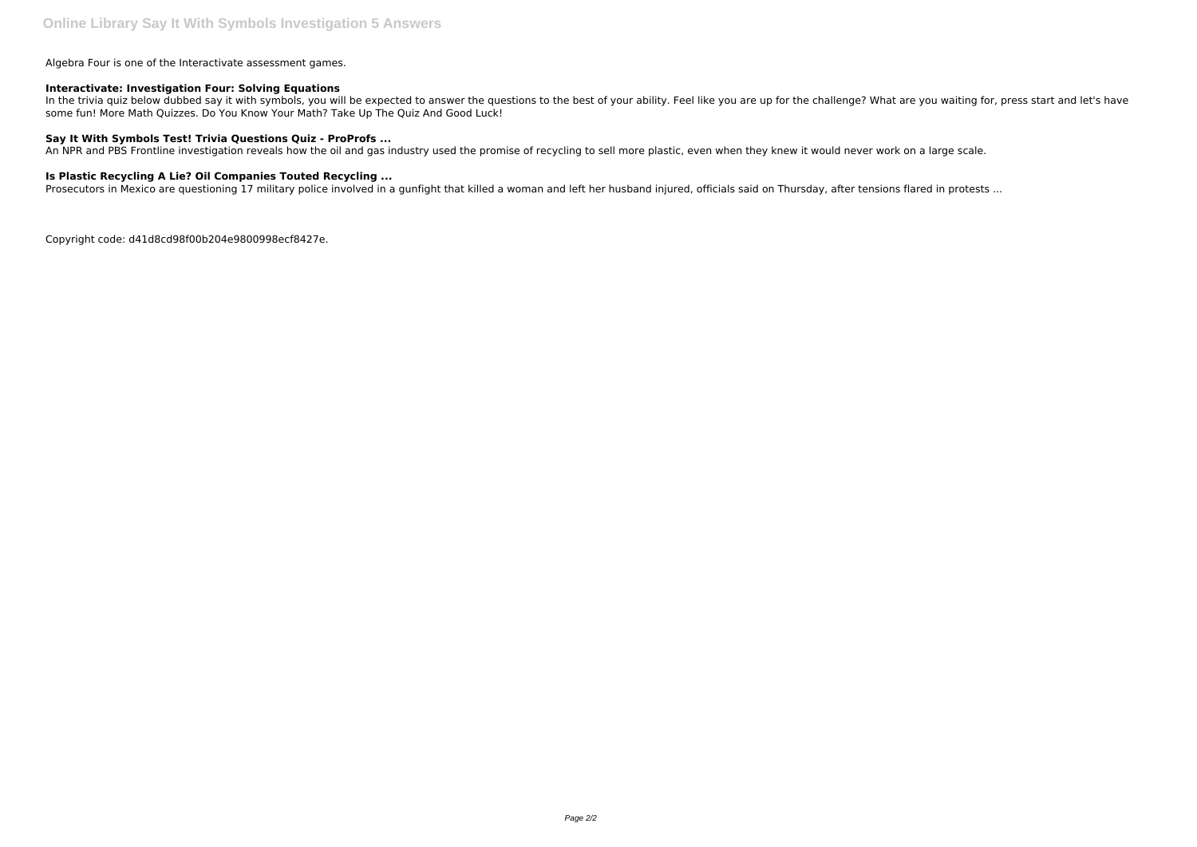Algebra Four is one of the Interactivate assessment games.

**Interactivate: Investigation Four: Solving Equations**

In the trivia quiz below dubbed say it with symbols, you will be expected to answer the questions to the best of your ability. Feel like you are up for the challenge? What are you waiting for, press start and let's have some fun! More Math Quizzes. Do You Know Your Math? Take Up The Quiz And Good Luck!

**Say It With Symbols Test! Trivia Questions Quiz - ProProfs ...**

An NPR and PBS Frontline investigation reveals how the oil and gas industry used the promise of recycling to sell more plastic, even when they knew it would never work on a large scale.

**Is Plastic Recycling A Lie? Oil Companies Touted Recycling ...**

Prosecutors in Mexico are questioning 17 military police involved in a gunfight that killed a woman and left her husband injured, officials said on Thursday, after tensions flared in protests ...

Copyright code: d41d8cd98f00b204e9800998ecf8427e.